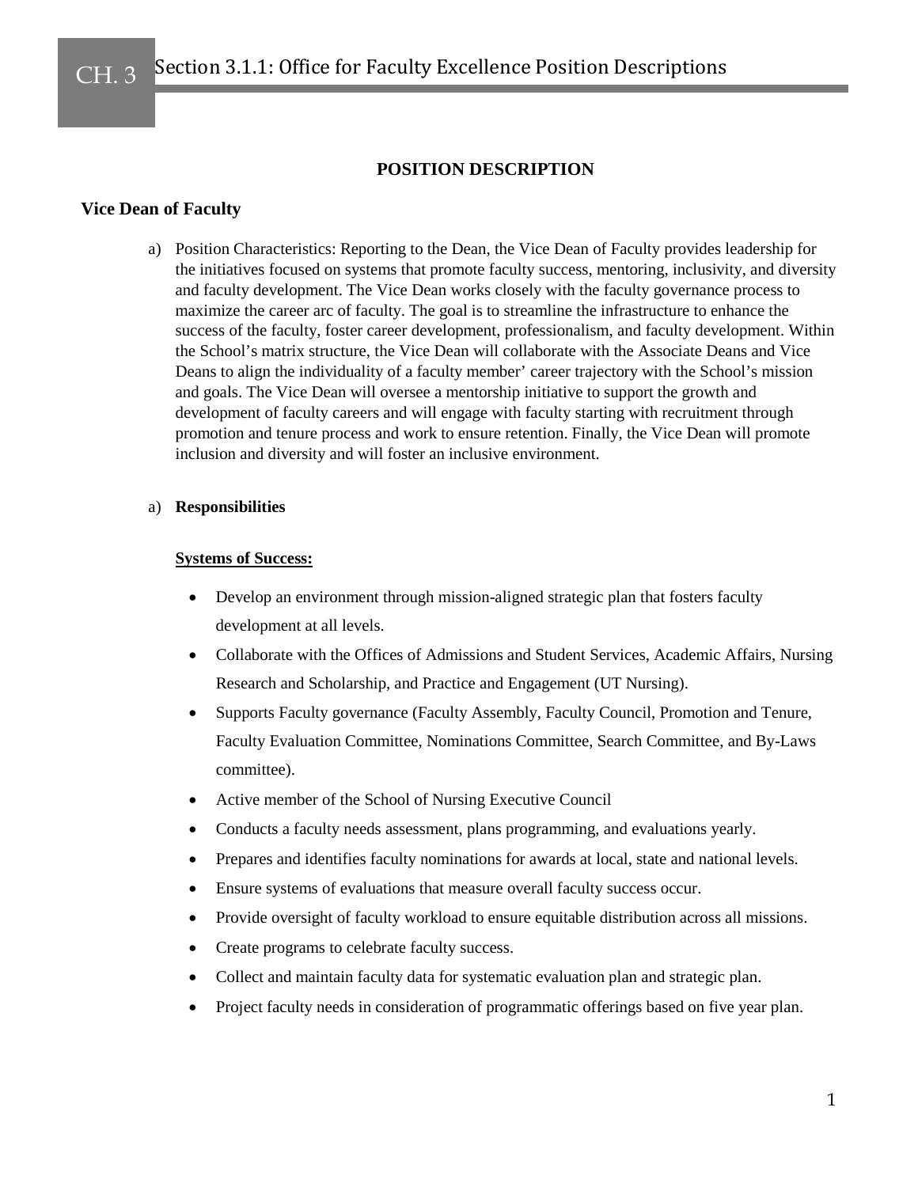# Section 3.1.1: Office for Faculty Excellence Position Descriptions

## POSITION DESCRIPTION

### Vice Dean of Faculty

a) Position Characteristics: Reporting to the Dean, the Vice Dean of Faculty provides leadership for the initiatives focused on systems that promote faculty success, mentoring, inclusivity, and diversity and faculty development. The Vice Dean works closely with the faculty governance process to maximize the career arc of faculty. The goal is to streamline the infrastructure to enhance the success of the faculty, foster career development, professionalism, and faculty development. Within the School's matrix structure, the Vice Dean will collaborate with the Associate Deans and Vice Deans to align the individuality of a faculty member' career trajectory with the School's mission and goals. The Vice Dean will oversee a mentorship initiative to support the growth and development of faculty careers and will engage with faculty starting with recruitment through promotion and tenure process and work to ensure retention. Finally, the Vice Dean will promote inclusion and diversity and will foster an inclusive environment.

a) **Responsibilities**

**Systems of Success:**

- Develop an environment through mission-aligned strategic plan that fosters faculty development at all levels.
- Collaborate with the Offices of Admissions and Student Services, Academic Affairs, Nursing Research and Scholarship, and Practice and Engagement (UT Nursing).
- Supports Faculty governance (Faculty Assembly, Faculty Council, Promotion and Tenure, Faculty Evaluation Committee, Nominations Committee, Search Committee, and By-Laws committee).
- Active member of the School of Nursing Executive Council
- Conducts a faculty needs assessment, plans programming, and evaluations yearly.
- Prepares and identifies faculty nominations for awards at local, state and national levels.
- Ensure systems of evaluations that measure overall faculty success occur.
- Provide oversight of faculty workload to ensure equitable distribution across all missions.
- Create programs to celebrate faculty success.
- Collect and maintain faculty data for systematic evaluation plan and strategic plan.
- Project faculty needs in consideration of programmatic offerings based on five year plan.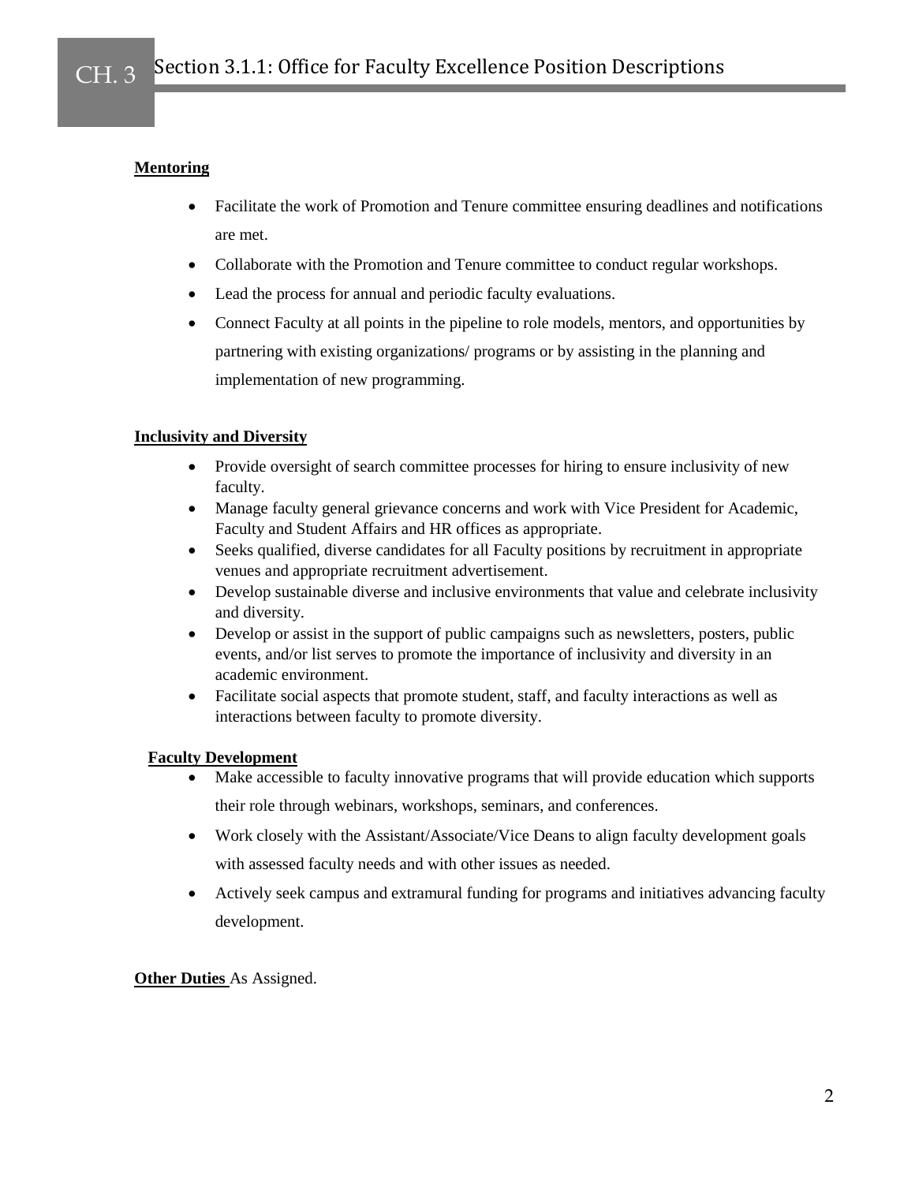**Mentoring**

- Facilitate the work of Promotion and Tenure committee ensuring deadlines and notifications are met.
- Collaborate with the Promotion and Tenure committee to conduct regular workshops.
- Lead the process for annual and periodic faculty evaluations.
- Connect Faculty at all points in the pipeline to role models, mentors, and opportunities by partnering with existing organizations/ programs or by assisting in the planning and implementation of new programming.

**Inclusivity and Diversity**

- Provide oversight of search committee processes for hiring to ensure inclusivity of new faculty.
- Manage faculty general grievance concerns and work with Vice President for Academic, Faculty and Student Affairs and HR offices as appropriate.
- Seeks qualified, diverse candidates for all Faculty positions by recruitment in appropriate venues and appropriate recruitment advertisement.
- Develop sustainable diverse and inclusive environments that value and celebrate inclusivity and diversity.
- Develop or assist in the support of public campaigns such as newsletters, posters, public events, and/or list serves to promote the importance of inclusivity and diversity in an academic environment.
- Facilitate social aspects that promote student, staff, and faculty interactions as well as interactions between faculty to promote diversity.

**Faculty Development**

- Make accessible to faculty innovative programs that will provide education which supports their role through webinars, workshops, seminars, and conferences.
- Work closely with the Assistant/Associate/Vice Deans to align faculty development goals with assessed faculty needs and with other issues as needed.
- Actively seek campus and extramural funding for programs and initiatives advancing faculty development.

**Other Duties** As Assigned.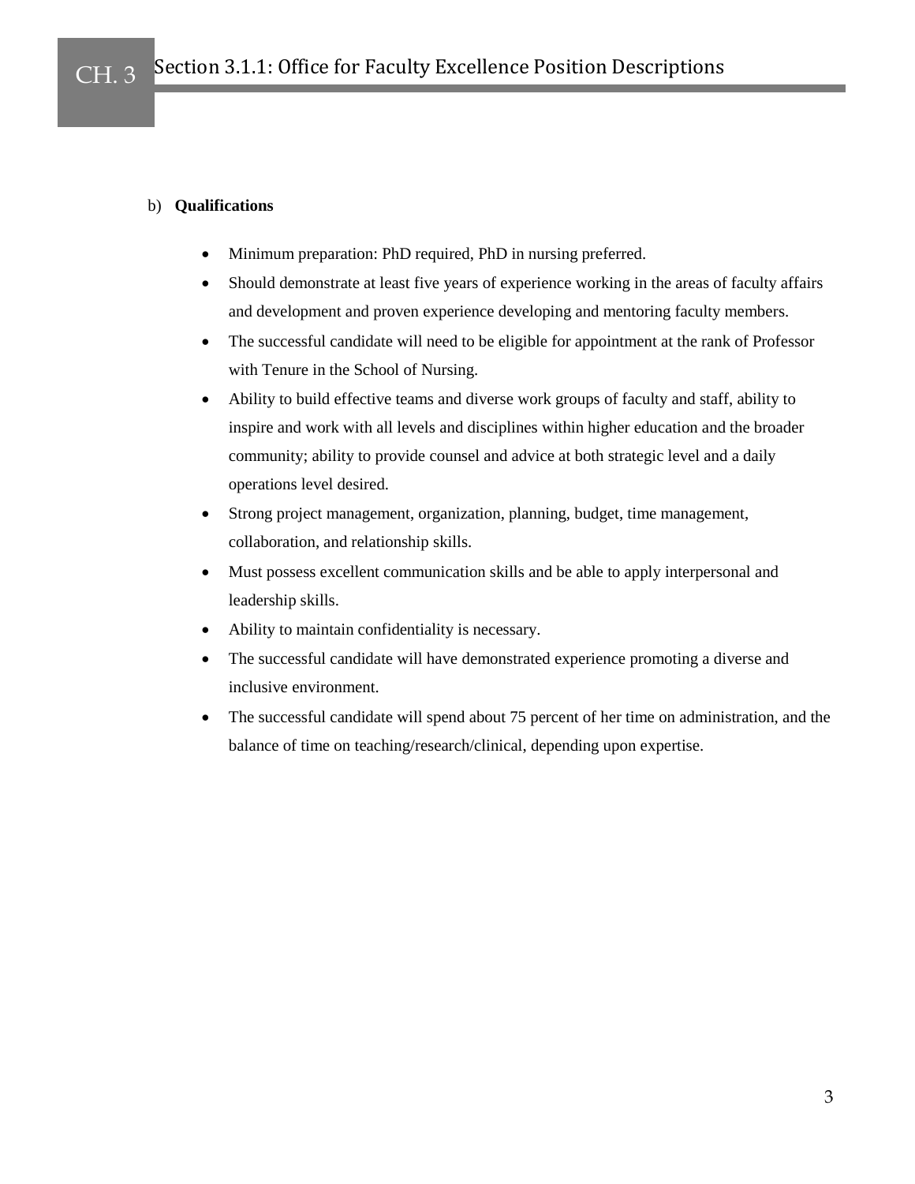b) **Qualifications**

- Minimum preparation: PhD required, PhD in nursing preferred.
- Should demonstrate at least five years of experience working in the areas of faculty affairs and development and proven experience developing and mentoring faculty members.
- The successful candidate will need to be eligible for appointment at the rank of Professor with Tenure in the School of Nursing.
- Ability to build effective teams and diverse work groups of faculty and staff, ability to inspire and work with all levels and disciplines within higher education and the broader community; ability to provide counsel and advice at both strategic level and a daily operations level desired.
- Strong project management, organization, planning, budget, time management, collaboration, and relationship skills.
- Must possess excellent communication skills and be able to apply interpersonal and leadership skills.
- Ability to maintain confidentiality is necessary.
- The successful candidate will have demonstrated experience promoting a diverse and inclusive environment.
- The successful candidate will spend about 75 percent of her time on administration, and the balance of time on teaching/research/clinical, depending upon expertise.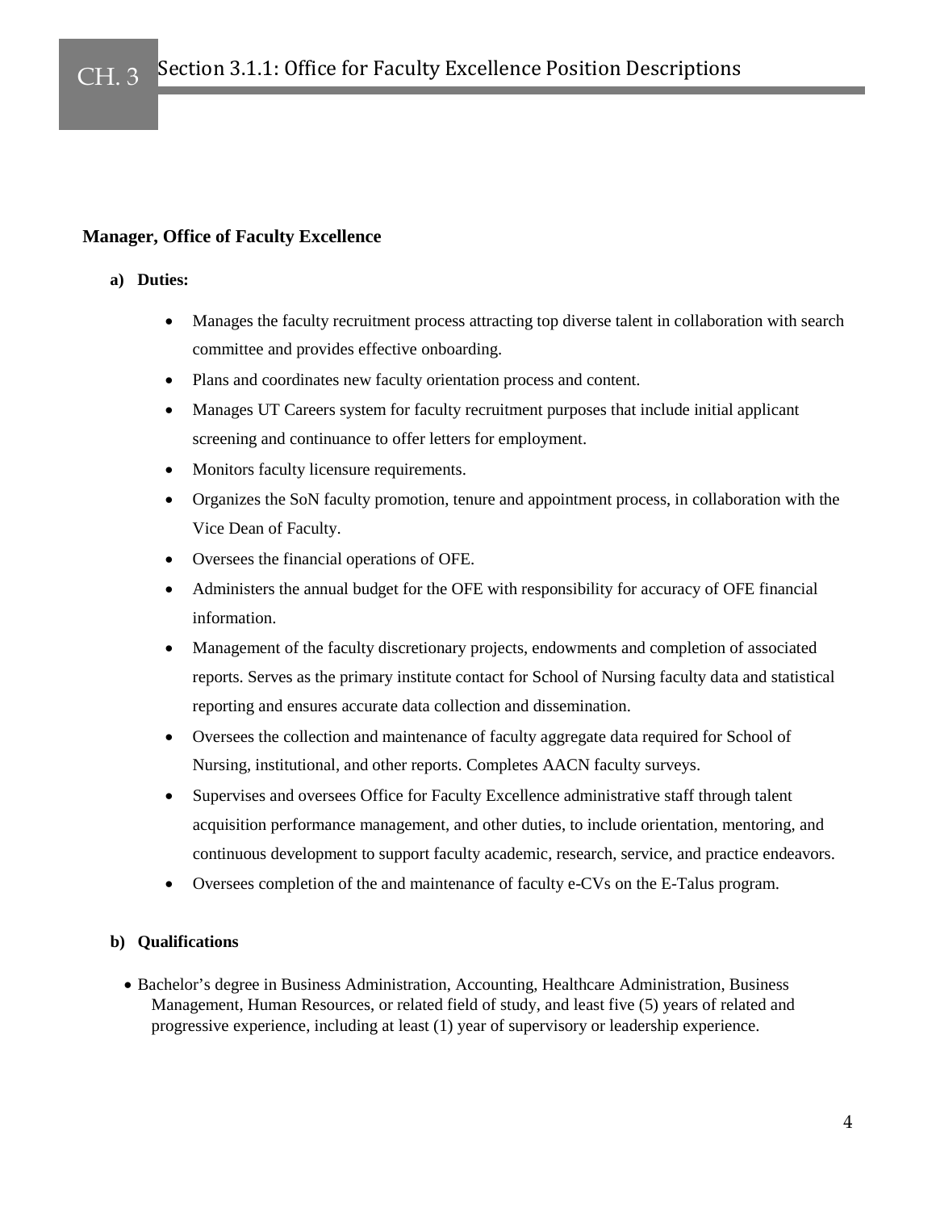# Section 3.1.1: Office for Faculty Excellence Position Descriptions

**Manager, Office of Faculty Excellence**

**a) Duties:**

- Manages the faculty recruitment process attracting top diverse talent in collaboration with search committee and provides effective onboarding.
- Plans and coordinates new faculty orientation process and content.
- Manages UT Careers system for faculty recruitment purposes that include initial applicant screening and continuance to offer letters for employment.
- Monitors faculty licensure requirements.
- Organizes the SoN faculty promotion, tenure and appointment process, in collaboration with the Vice Dean of Faculty.
- Oversees the financial operations of OFE.
- Administers the annual budget for the OFE with responsibility for accuracy of OFE financial information.
- Management of the faculty discretionary projects, endowments and completion of associated reports. Serves as the primary institute contact for School of Nursing faculty data and statistical reporting and ensures accurate data collection and dissemination.
- Oversees the collection and maintenance of faculty aggregate data required for School of Nursing, institutional, and other reports. Completes AACN faculty surveys.
- Supervises and oversees Office for Faculty Excellence administrative staff through talent acquisition performance management, and other duties, to include orientation, mentoring, and continuous development to support faculty academic, research, service, and practice endeavors.
- Oversees completion of the and maintenance of faculty e-CVs on the E-Talus program.

**b) Qualifications**

- Bachelor's degree in Business Administration, Accounting, Healthcare Administration, Business Management, Human Resources, or related field of study, and least five (5) years of related and progressive experience, including at least (1) year of supervisory or leadership experience.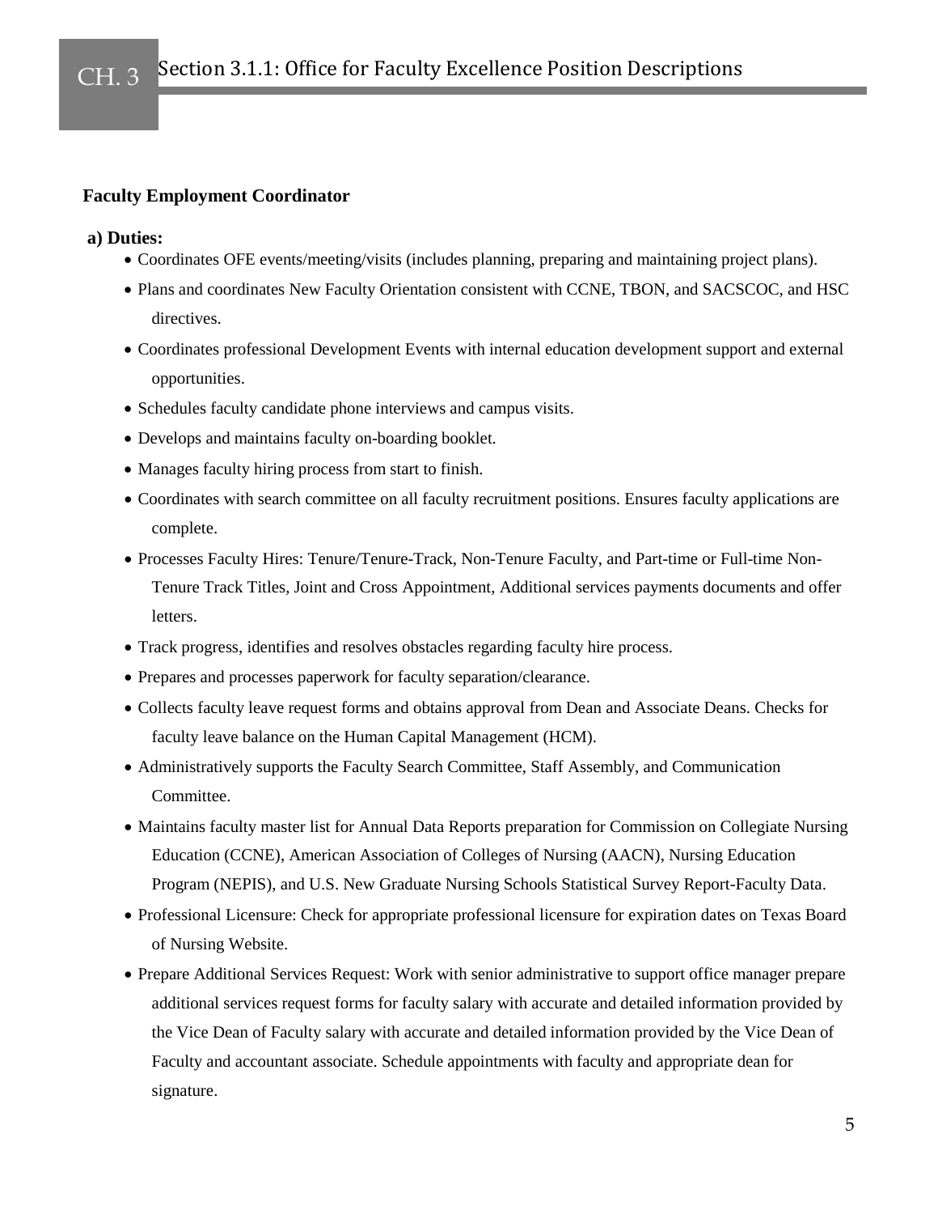# CH. 3 Section 3.1.1: Office for Faculty Excellence Position Descriptions

**Faculty Employment Coordinator**

**a) Duties:**

- Coordinates OFE events/meeting/visits (includes planning, preparing and maintaining project plans).
- Plans and coordinates New Faculty Orientation consistent with CCNE, TBON, and SACSCOC, and HSC directives.
- Coordinates professional Development Events with internal education development support and external opportunities.
- Schedules faculty candidate phone interviews and campus visits.
- Develops and maintains faculty on-boarding booklet.
- Manages faculty hiring process from start to finish.
- Coordinates with search committee on all faculty recruitment positions. Ensures faculty applications are complete.
- Processes Faculty Hires: Tenure/Tenure-Track, Non-Tenure Faculty, and Part-time or Full-time Non-Tenure Track Titles, Joint and Cross Appointment, Additional services payments documents and offer letters.
- Track progress, identifies and resolves obstacles regarding faculty hire process.
- Prepares and processes paperwork for faculty separation/clearance.
- Collects faculty leave request forms and obtains approval from Dean and Associate Deans. Checks for faculty leave balance on the Human Capital Management (HCM).
- Administratively supports the Faculty Search Committee, Staff Assembly, and Communication Committee.
- Maintains faculty master list for Annual Data Reports preparation for Commission on Collegiate Nursing Education (CCNE), American Association of Colleges of Nursing (AACN), Nursing Education Program (NEPIS), and U.S. New Graduate Nursing Schools Statistical Survey Report-Faculty Data.
- Professional Licensure: Check for appropriate professional licensure for expiration dates on Texas Board of Nursing Website.
- Prepare Additional Services Request: Work with senior administrative to support office manager prepare additional services request forms for faculty salary with accurate and detailed information provided by the Vice Dean of Faculty salary with accurate and detailed information provided by the Vice Dean of Faculty and accountant associate. Schedule appointments with faculty and appropriate dean for signature.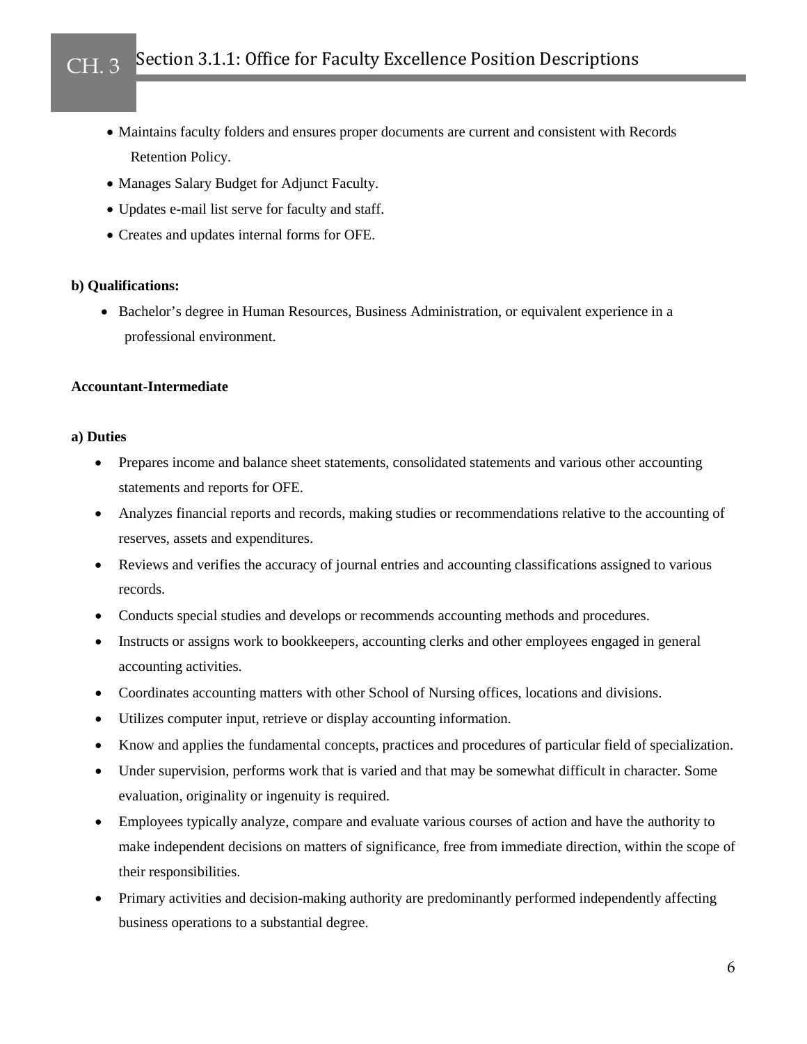- Maintains faculty folders and ensures proper documents are current and consistent with Records Retention Policy.
- Manages Salary Budget for Adjunct Faculty.
- Updates e-mail list serve for faculty and staff.
- Creates and updates internal forms for OFE.

**b) Qualifications:**

- Bachelor's degree in Human Resources, Business Administration, or equivalent experience in a professional environment.

**Accountant-Intermediate**

**a) Duties**

- Prepares income and balance sheet statements, consolidated statements and various other accounting statements and reports for OFE.
- Analyzes financial reports and records, making studies or recommendations relative to the accounting of reserves, assets and expenditures.
- Reviews and verifies the accuracy of journal entries and accounting classifications assigned to various records.
- Conducts special studies and develops or recommends accounting methods and procedures.
- Instructs or assigns work to bookkeepers, accounting clerks and other employees engaged in general accounting activities.
- Coordinates accounting matters with other School of Nursing offices, locations and divisions.
- Utilizes computer input, retrieve or display accounting information.
- Know and applies the fundamental concepts, practices and procedures of particular field of specialization.
- Under supervision, performs work that is varied and that may be somewhat difficult in character. Some evaluation, originality or ingenuity is required.
- Employees typically analyze, compare and evaluate various courses of action and have the authority to make independent decisions on matters of significance, free from immediate direction, within the scope of their responsibilities.
- Primary activities and decision-making authority are predominantly performed independently affecting business operations to a substantial degree.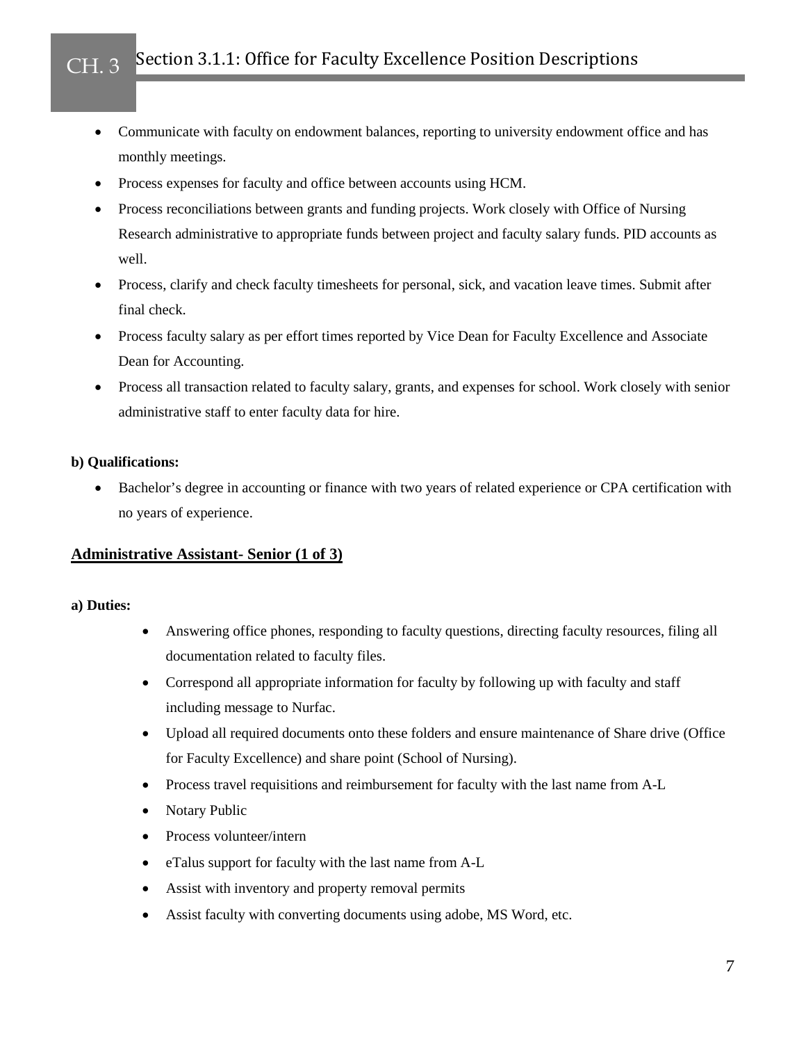- Communicate with faculty on endowment balances, reporting to university endowment office and has monthly meetings.
- Process expenses for faculty and office between accounts using HCM.
- Process reconciliations between grants and funding projects. Work closely with Office of Nursing Research administrative to appropriate funds between project and faculty salary funds. PID accounts as well.
- Process, clarify and check faculty timesheets for personal, sick, and vacation leave times. Submit after final check.
- Process faculty salary as per effort times reported by Vice Dean for Faculty Excellence and Associate Dean for Accounting.
- Process all transaction related to faculty salary, grants, and expenses for school. Work closely with senior administrative staff to enter faculty data for hire.

**b) Qualifications:**

- Bachelor's degree in accounting or finance with two years of related experience or CPA certification with no years of experience.

**<u>Administrative Assistant- Senior (1 of 3)</u>**

**a) Duties:**

- Answering office phones, responding to faculty questions, directing faculty resources, filing all documentation related to faculty files.
- Correspond all appropriate information for faculty by following up with faculty and staff including message to Nurfac.
- Upload all required documents onto these folders and ensure maintenance of Share drive (Office for Faculty Excellence) and share point (School of Nursing).
- Process travel requisitions and reimbursement for faculty with the last name from A-L
- Notary Public
- Process volunteer/intern
- eTalus support for faculty with the last name from A-L
- Assist with inventory and property removal permits
- Assist faculty with converting documents using adobe, MS Word, etc.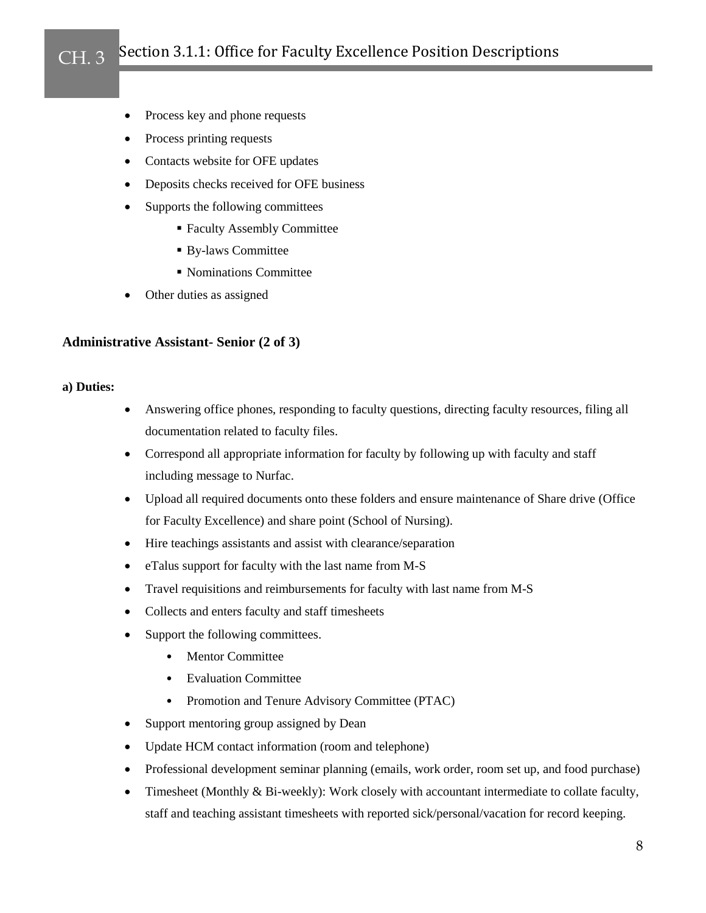- Process key and phone requests
- Process printing requests
- Contacts website for OFE updates
- Deposits checks received for OFE business
- Supports the following committees
    - Faculty Assembly Committee
    - By-laws Committee
    - Nominations Committee
- Other duties as assigned

**Administrative Assistant- Senior (2 of 3)**

**a) Duties:**

- Answering office phones, responding to faculty questions, directing faculty resources, filing all documentation related to faculty files.
- Correspond all appropriate information for faculty by following up with faculty and staff including message to Nurfac.
- Upload all required documents onto these folders and ensure maintenance of Share drive (Office for Faculty Excellence) and share point (School of Nursing).
- Hire teachings assistants and assist with clearance/separation
- eTalus support for faculty with the last name from M-S
- Travel requisitions and reimbursements for faculty with last name from M-S
- Collects and enters faculty and staff timesheets
- Support the following committees.
    - Mentor Committee
    - Evaluation Committee
    - Promotion and Tenure Advisory Committee (PTAC)
- Support mentoring group assigned by Dean
- Update HCM contact information (room and telephone)
- Professional development seminar planning (emails, work order, room set up, and food purchase)
- Timesheet (Monthly & Bi-weekly): Work closely with accountant intermediate to collate faculty, staff and teaching assistant timesheets with reported sick/personal/vacation for record keeping.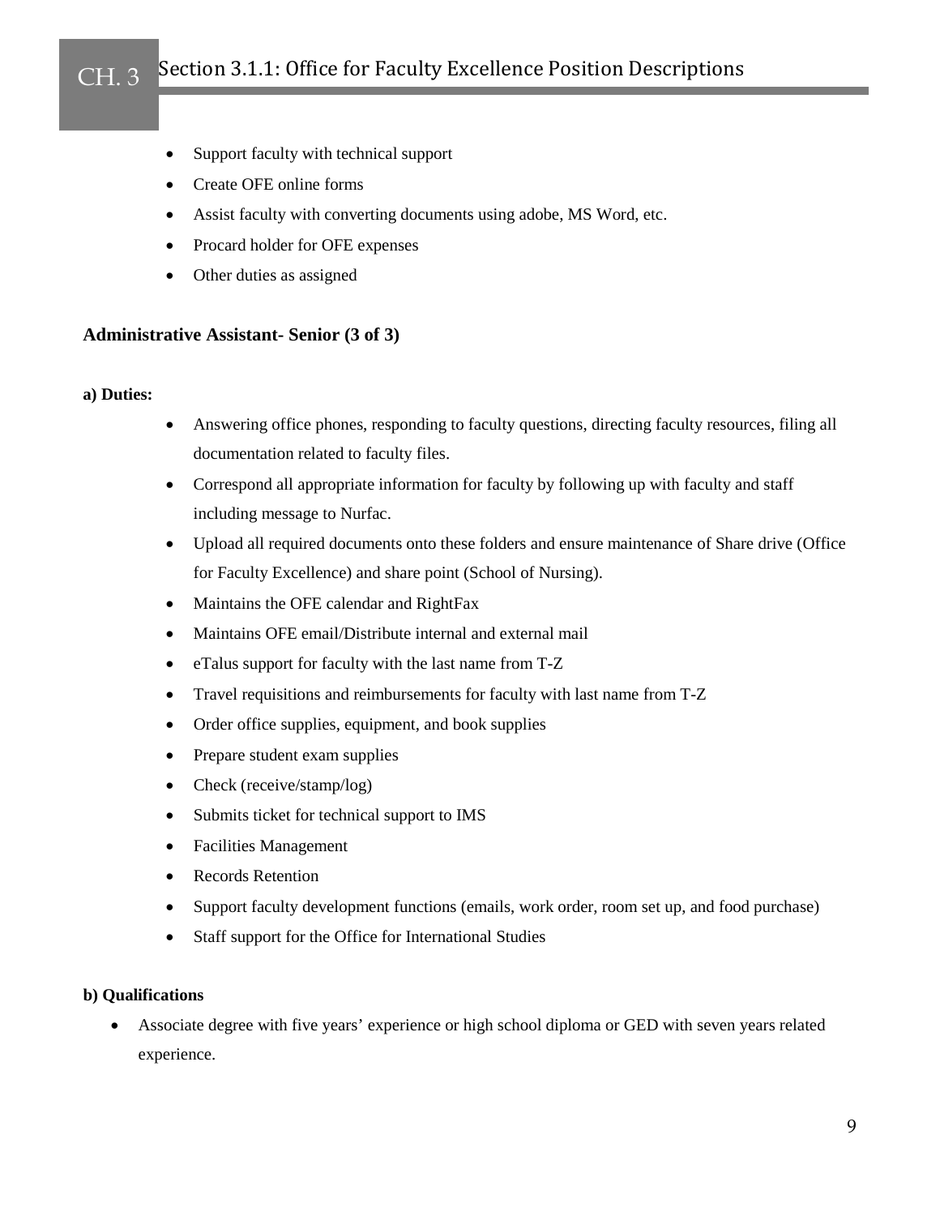- Support faculty with technical support
- Create OFE online forms
- Assist faculty with converting documents using adobe, MS Word, etc.
- Procard holder for OFE expenses
- Other duties as assigned

### Administrative Assistant- Senior (3 of 3)

**a) Duties:**

- Answering office phones, responding to faculty questions, directing faculty resources, filing all documentation related to faculty files.
- Correspond all appropriate information for faculty by following up with faculty and staff including message to Nurfac.
- Upload all required documents onto these folders and ensure maintenance of Share drive (Office for Faculty Excellence) and share point (School of Nursing).
- Maintains the OFE calendar and RightFax
- Maintains OFE email/Distribute internal and external mail
- eTalus support for faculty with the last name from T-Z
- Travel requisitions and reimbursements for faculty with last name from T-Z
- Order office supplies, equipment, and book supplies
- Prepare student exam supplies
- Check (receive/stamp/log)
- Submits ticket for technical support to IMS
- Facilities Management
- Records Retention
- Support faculty development functions (emails, work order, room set up, and food purchase)
- Staff support for the Office for International Studies

**b) Qualifications**

- Associate degree with five years' experience or high school diploma or GED with seven years related experience.